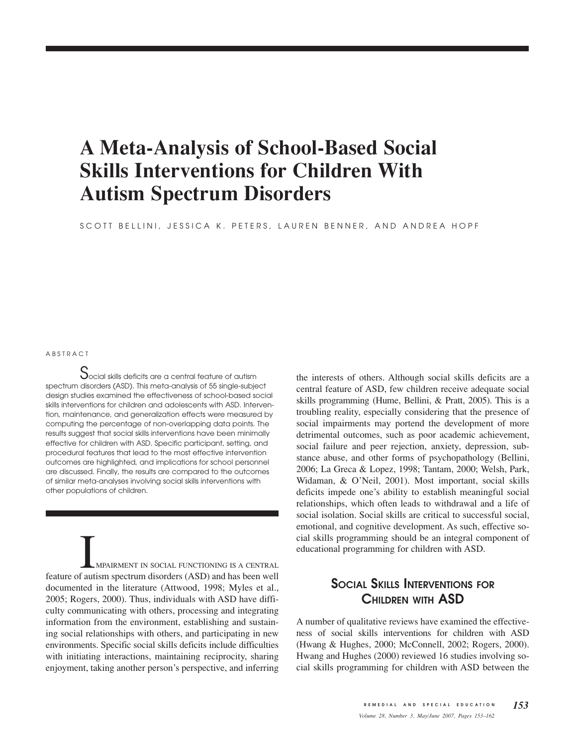# A Meta-Analysis of School-Based Social Skills Interventions for Children With Autism Spectrum Disorders

SCOTT BELLINI, JESSICA K. PETERS, LAUREN BENNER, AND ANDREA HOPF

ABSTRACT

Social skills deficits are a central feature of autism spectrum disorders (ASD). This meta-analysis of 55 single-subject design studies examined the effectiveness of school-based social skills interventions for children and adolescents with ASD. Intervention, maintenance, and generalization effects were measured by computing the percentage of non-overlapping data points. The results suggest that social skills interventions have been minimally effective for children with ASD. Specific participant, setting, and procedural features that lead to the most effective intervention outcomes are highlighted, and implications for school personnel are discussed. Finally, the results are compared to the outcomes of similar meta-analyses involving social skills interventions with other populations of children.

IMPAIRMENT IN SOCIAL FUNCTIONING IS A CENTRAL feature of autism spectrum disorders (ASD) and has been well documented in the literature (Attwood, 1998; Myles et al., 2005; Rogers, 2000). Thus, individuals with ASD have difficulty communicating with others, processing and integrating information from the environment, establishing and sustaining social relationships with others, and participating in new environments. Specific social skills deficits include difficulties with initiating interactions, maintaining reciprocity, sharing enjoyment, taking another person's perspective, and inferring the interests of others. Although social skills deficits are a central feature of ASD, few children receive adequate social skills programming (Hume, Bellini, & Pratt, 2005). This is a troubling reality, especially considering that the presence of social impairments may portend the development of more detrimental outcomes, such as poor academic achievement, social failure and peer rejection, anxiety, depression, substance abuse, and other forms of psychopathology (Bellini, 2006; La Greca & Lopez, 1998; Tantam, 2000; Welsh, Park, Widaman, & O'Neil, 2001). Most important, social skills deficits impede one's ability to establish meaningful social relationships, which often leads to withdrawal and a life of social isolation. Social skills are critical to successful social, emotional, and cognitive development. As such, effective social skills programming should be an integral component of educational programming for children with ASD.

## Social Skills Interventions for Children with ASD

A number of qualitative reviews have examined the effectiveness of social skills interventions for children with ASD (Hwang & Hughes, 2000; McConnell, 2002; Rogers, 2000). Hwang and Hughes (2000) reviewed 16 studies involving social skills programming for children with ASD between the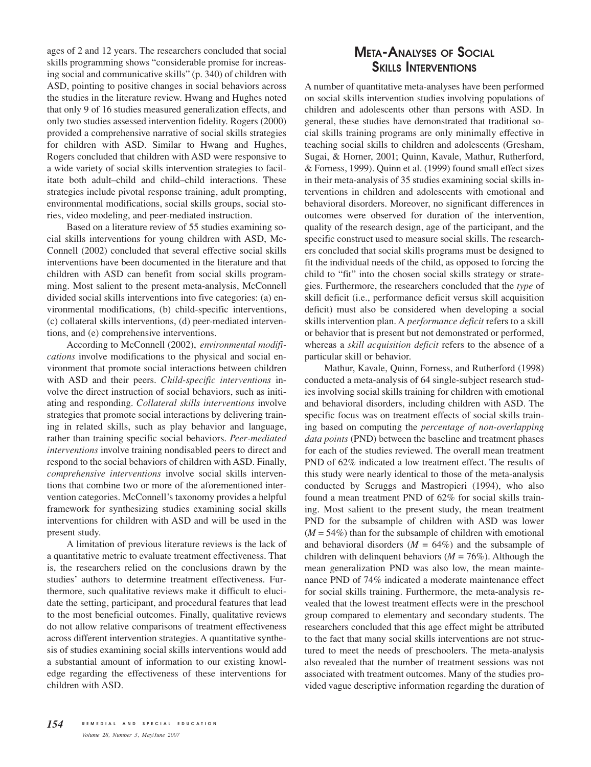ages of 2 and 12 years. The researchers concluded that social skills programming shows "considerable promise for increasing social and communicative skills" (p. 340) of children with ASD, pointing to positive changes in social behaviors across the studies in the literature review. Hwang and Hughes noted that only 9 of 16 studies measured generalization effects, and only two studies assessed intervention fidelity. Rogers (2000) provided a comprehensive narrative of social skills strategies for children with ASD. Similar to Hwang and Hughes, Rogers concluded that children with ASD were responsive to a wide variety of social skills intervention strategies to facilitate both adult–child and child–child interactions. These strategies include pivotal response training, adult prompting, environmental modifications, social skills groups, social stories, video modeling, and peer-mediated instruction.

Based on a literature review of 55 studies examining social skills interventions for young children with ASD, McConnell (2002) concluded that several effective social skills interventions have been documented in the literature and that children with ASD can benefit from social skills programming. Most salient to the present meta-analysis, McConnell divided social skills interventions into five categories: (a) environmental modifications, (b) child-specific interventions, (c) collateral skills interventions, (d) peer-mediated interventions, and (e) comprehensive interventions.

According to McConnell (2002), *environmental modifications* involve modifications to the physical and social environment that promote social interactions between children with ASD and their peers. *Child-specific interventions* involve the direct instruction of social behaviors, such as initiating and responding. *Collateral skills interventions* involve strategies that promote social interactions by delivering training in related skills, such as play behavior and language, rather than training specific social behaviors. *Peer-mediated interventions* involve training nondisabled peers to direct and respond to the social behaviors of children with ASD. Finally, *comprehensive interventions* involve social skills interventions that combine two or more of the aforementioned intervention categories. McConnell's taxonomy provides a helpful framework for synthesizing studies examining social skills interventions for children with ASD and will be used in the present study.

A limitation of previous literature reviews is the lack of a quantitative metric to evaluate treatment effectiveness. That is, the researchers relied on the conclusions drawn by the studies' authors to determine treatment effectiveness. Furthermore, such qualitative reviews make it difficult to elucidate the setting, participant, and procedural features that lead to the most beneficial outcomes. Finally, qualitative reviews do not allow relative comparisons of treatment effectiveness across different intervention strategies. A quantitative synthesis of studies examining social skills interventions would add a substantial amount of information to our existing knowledge regarding the effectiveness of these interventions for children with ASD.

## Meta-Analyses of Social Skills Interventions

A number of quantitative meta-analyses have been performed on social skills intervention studies involving populations of children and adolescents other than persons with ASD. In general, these studies have demonstrated that traditional social skills training programs are only minimally effective in teaching social skills to children and adolescents (Gresham, Sugai, & Horner, 2001; Quinn, Kavale, Mathur, Rutherford, & Forness, 1999). Quinn et al. (1999) found small effect sizes in their meta-analysis of 35 studies examining social skills interventions in children and adolescents with emotional and behavioral disorders. Moreover, no significant differences in outcomes were observed for duration of the intervention, quality of the research design, age of the participant, and the specific construct used to measure social skills. The researchers concluded that social skills programs must be designed to fit the individual needs of the child, as opposed to forcing the child to "fit" into the chosen social skills strategy or strategies. Furthermore, the researchers concluded that the *type* of skill deficit (i.e., performance deficit versus skill acquisition deficit) must also be considered when developing a social skills intervention plan. A *performance deficit* refers to a skill or behavior that is present but not demonstrated or performed, whereas a *skill acquisition deficit* refers to the absence of a particular skill or behavior.

Mathur, Kavale, Quinn, Forness, and Rutherford (1998) conducted a meta-analysis of 64 single-subject research studies involving social skills training for children with emotional and behavioral disorders, including children with ASD. The specific focus was on treatment effects of social skills training based on computing the *percentage of non-overlapping data points* (PND) between the baseline and treatment phases for each of the studies reviewed. The overall mean treatment PND of 62% indicated a low treatment effect. The results of this study were nearly identical to those of the meta-analysis conducted by Scruggs and Mastropieri (1994), who also found a mean treatment PND of 62% for social skills training. Most salient to the present study, the mean treatment PND for the subsample of children with ASD was lower ($M$ = 54%) than for the subsample of children with emotional and behavioral disorders ($M$ = 64%) and the subsample of children with delinquent behaviors ($M$ = 76%). Although the mean generalization PND was also low, the mean maintenance PND of 74% indicated a moderate maintenance effect for social skills training. Furthermore, the meta-analysis revealed that the lowest treatment effects were in the preschool group compared to elementary and secondary students. The researchers concluded that this age effect might be attributed to the fact that many social skills interventions are not structured to meet the needs of preschoolers. The meta-analysis also revealed that the number of treatment sessions was not associated with treatment outcomes. Many of the studies provided vague descriptive information regarding the duration of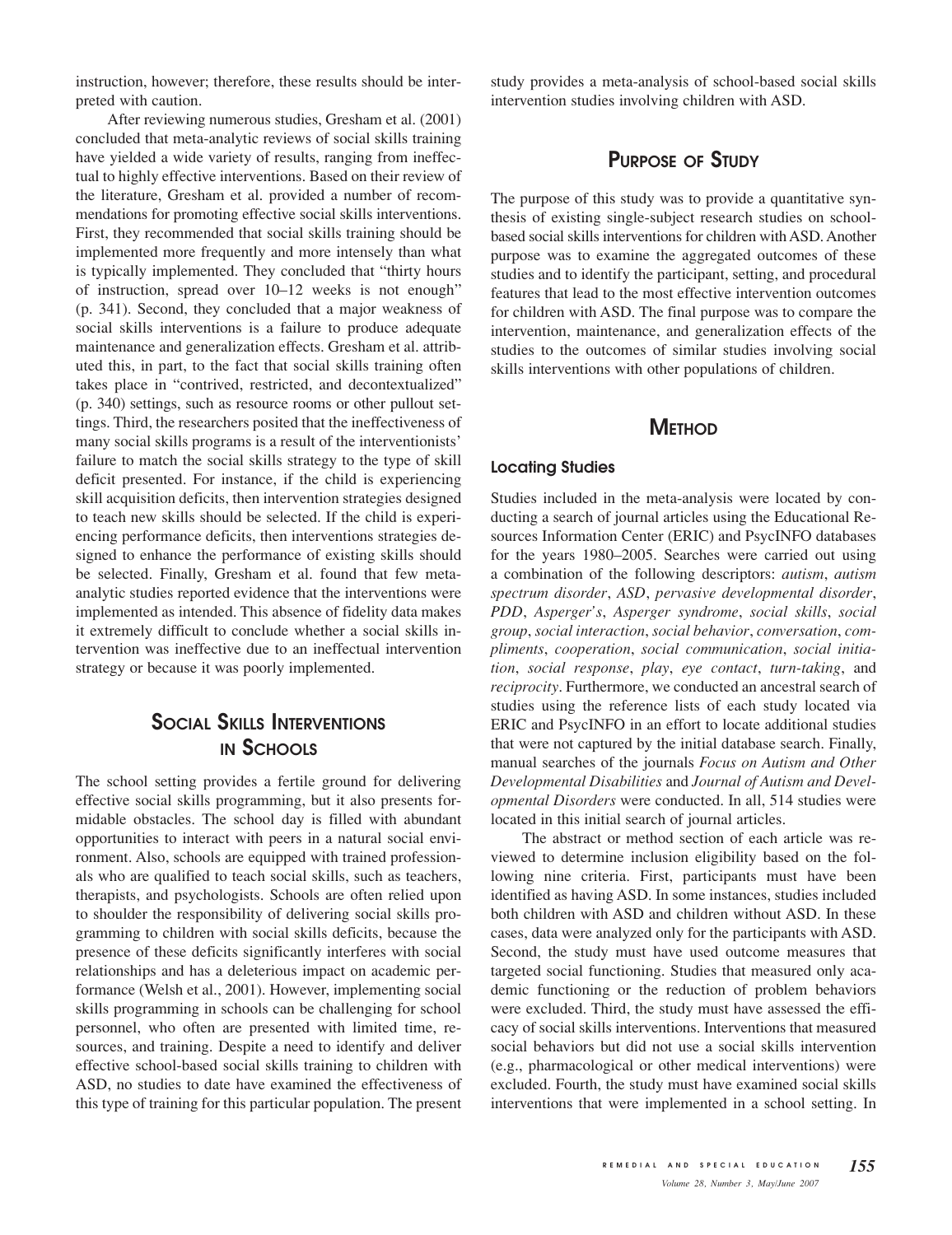instruction, however; therefore, these results should be interpreted with caution.

After reviewing numerous studies, Gresham et al. (2001) concluded that meta-analytic reviews of social skills training have yielded a wide variety of results, ranging from ineffectual to highly effective interventions. Based on their review of the literature, Gresham et al. provided a number of recommendations for promoting effective social skills interventions. First, they recommended that social skills training should be implemented more frequently and more intensely than what is typically implemented. They concluded that "thirty hours of instruction, spread over 10–12 weeks is not enough" (p. 341). Second, they concluded that a major weakness of social skills interventions is a failure to produce adequate maintenance and generalization effects. Gresham et al. attributed this, in part, to the fact that social skills training often takes place in "contrived, restricted, and decontextualized" (p. 340) settings, such as resource rooms or other pullout settings. Third, the researchers posited that the ineffectiveness of many social skills programs is a result of the interventionists' failure to match the social skills strategy to the type of skill deficit presented. For instance, if the child is experiencing skill acquisition deficits, then intervention strategies designed to teach new skills should be selected. If the child is experiencing performance deficits, then interventions strategies designed to enhance the performance of existing skills should be selected. Finally, Gresham et al. found that few meta-analytic studies reported evidence that the interventions were implemented as intended. This absence of fidelity data makes it extremely difficult to conclude whether a social skills intervention was ineffective due to an ineffectual intervention strategy or because it was poorly implemented.

## Social Skills Interventions in Schools

The school setting provides a fertile ground for delivering effective social skills programming, but it also presents formidable obstacles. The school day is filled with abundant opportunities to interact with peers in a natural social environment. Also, schools are equipped with trained professionals who are qualified to teach social skills, such as teachers, therapists, and psychologists. Schools are often relied upon to shoulder the responsibility of delivering social skills programming to children with social skills deficits, because the presence of these deficits significantly interferes with social relationships and has a deleterious impact on academic performance (Welsh et al., 2001). However, implementing social skills programming in schools can be challenging for school personnel, who often are presented with limited time, resources, and training. Despite a need to identify and deliver effective school-based social skills training to children with ASD, no studies to date have examined the effectiveness of this type of training for this particular population. The present study provides a meta-analysis of school-based social skills intervention studies involving children with ASD.

## Purpose of Study

The purpose of this study was to provide a quantitative synthesis of existing single-subject research studies on school-based social skills interventions for children with ASD. Another purpose was to examine the aggregated outcomes of these studies and to identify the participant, setting, and procedural features that lead to the most effective intervention outcomes for children with ASD. The final purpose was to compare the intervention, maintenance, and generalization effects of the studies to the outcomes of similar studies involving social skills interventions with other populations of children.

## Method

### Locating Studies

Studies included in the meta-analysis were located by conducting a search of journal articles using the Educational Resources Information Center (ERIC) and PsycINFO databases for the years 1980–2005. Searches were carried out using a combination of the following descriptors: *autism*, *autism spectrum disorder*, *ASD*, *pervasive developmental disorder*, *PDD*, *Asperger's*, *Asperger syndrome*, *social skills*, *social group*, *social interaction*, *social behavior*, *conversation*, *compliments*, *cooperation*, *social communication*, *social initiation*, *social response*, *play*, *eye contact*, *turn-taking*, and *reciprocity*. Furthermore, we conducted an ancestral search of studies using the reference lists of each study located via ERIC and PsycINFO in an effort to locate additional studies that were not captured by the initial database search. Finally, manual searches of the journals *Focus on Autism and Other Developmental Disabilities* and *Journal of Autism and Developmental Disorders* were conducted. In all, 514 studies were located in this initial search of journal articles.

The abstract or method section of each article was reviewed to determine inclusion eligibility based on the following nine criteria. First, participants must have been identified as having ASD. In some instances, studies included both children with ASD and children without ASD. In these cases, data were analyzed only for the participants with ASD. Second, the study must have used outcome measures that targeted social functioning. Studies that measured only academic functioning or the reduction of problem behaviors were excluded. Third, the study must have assessed the efficacy of social skills interventions. Interventions that measured social behaviors but did not use a social skills intervention (e.g., pharmacological or other medical interventions) were excluded. Fourth, the study must have examined social skills interventions that were implemented in a school setting. In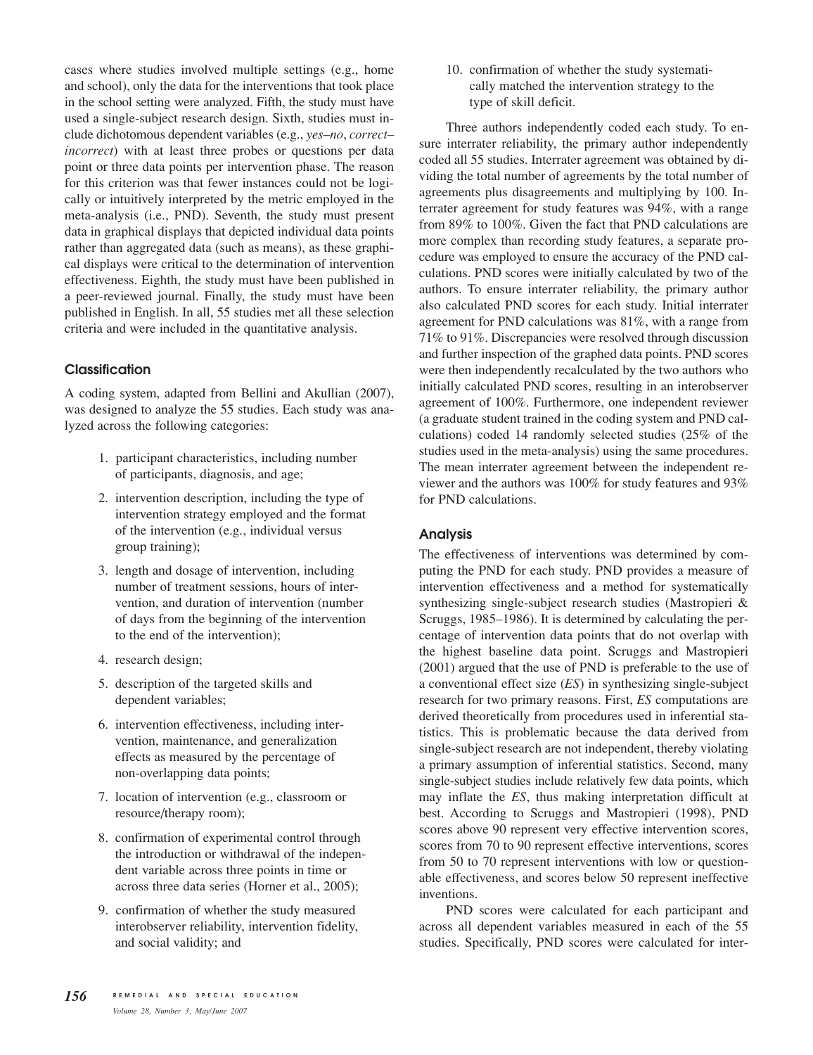cases where studies involved multiple settings (e.g., home and school), only the data for the interventions that took place in the school setting were analyzed. Fifth, the study must have used a single-subject research design. Sixth, studies must include dichotomous dependent variables (e.g., *yes–no*, *correct–incorrect*) with at least three probes or questions per data point or three data points per intervention phase. The reason for this criterion was that fewer instances could not be logically or intuitively interpreted by the metric employed in the meta-analysis (i.e., PND). Seventh, the study must present data in graphical displays that depicted individual data points rather than aggregated data (such as means), as these graphical displays were critical to the determination of intervention effectiveness. Eighth, the study must have been published in a peer-reviewed journal. Finally, the study must have been published in English. In all, 55 studies met all these selection criteria and were included in the quantitative analysis.

### Classification

A coding system, adapted from Bellini and Akullian (2007), was designed to analyze the 55 studies. Each study was analyzed across the following categories:

1. participant characteristics, including number of participants, diagnosis, and age;
2. intervention description, including the type of intervention strategy employed and the format of the intervention (e.g., individual versus group training);
3. length and dosage of intervention, including number of treatment sessions, hours of intervention, and duration of intervention (number of days from the beginning of the intervention to the end of the intervention);
4. research design;
5. description of the targeted skills and dependent variables;
6. intervention effectiveness, including intervention, maintenance, and generalization effects as measured by the percentage of non-overlapping data points;
7. location of intervention (e.g., classroom or resource/therapy room);
8. confirmation of experimental control through the introduction or withdrawal of the independent variable across three points in time or across three data series (Horner et al., 2005);
9. confirmation of whether the study measured interobserver reliability, intervention fidelity, and social validity; and
10. confirmation of whether the study systematically matched the intervention strategy to the type of skill deficit.

Three authors independently coded each study. To ensure interrater reliability, the primary author independently coded all 55 studies. Interrater agreement was obtained by dividing the total number of agreements by the total number of agreements plus disagreements and multiplying by 100. Interrater agreement for study features was 94%, with a range from 89% to 100%. Given the fact that PND calculations are more complex than recording study features, a separate procedure was employed to ensure the accuracy of the PND calculations. PND scores were initially calculated by two of the authors. To ensure interrater reliability, the primary author also calculated PND scores for each study. Initial interrater agreement for PND calculations was 81%, with a range from 71% to 91%. Discrepancies were resolved through discussion and further inspection of the graphed data points. PND scores were then independently recalculated by the two authors who initially calculated PND scores, resulting in an interobserver agreement of 100%. Furthermore, one independent reviewer (a graduate student trained in the coding system and PND calculations) coded 14 randomly selected studies (25% of the studies used in the meta-analysis) using the same procedures. The mean interrater agreement between the independent reviewer and the authors was 100% for study features and 93% for PND calculations.

### Analysis

The effectiveness of interventions was determined by computing the PND for each study. PND provides a measure of intervention effectiveness and a method for systematically synthesizing single-subject research studies (Mastropieri & Scruggs, 1985–1986). It is determined by calculating the percentage of intervention data points that do not overlap with the highest baseline data point. Scruggs and Mastropieri (2001) argued that the use of PND is preferable to the use of a conventional effect size (*ES*) in synthesizing single-subject research for two primary reasons. First, *ES* computations are derived theoretically from procedures used in inferential statistics. This is problematic because the data derived from single-subject research are not independent, thereby violating a primary assumption of inferential statistics. Second, many single-subject studies include relatively few data points, which may inflate the *ES*, thus making interpretation difficult at best. According to Scruggs and Mastropieri (1998), PND scores above 90 represent very effective intervention scores, scores from 70 to 90 represent effective interventions, scores from 50 to 70 represent interventions with low or questionable effectiveness, and scores below 50 represent ineffective inventions.

PND scores were calculated for each participant and across all dependent variables measured in each of the 55 studies. Specifically, PND scores were calculated for inter-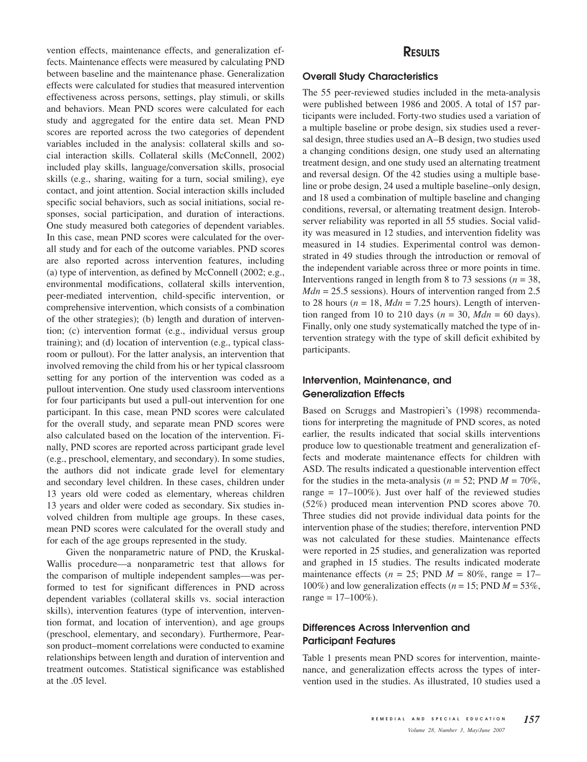vention effects, maintenance effects, and generalization effects. Maintenance effects were measured by calculating PND between baseline and the maintenance phase. Generalization effects were calculated for studies that measured intervention effectiveness across persons, settings, play stimuli, or skills and behaviors. Mean PND scores were calculated for each study and aggregated for the entire data set. Mean PND scores are reported across the two categories of dependent variables included in the analysis: collateral skills and social interaction skills. Collateral skills (McConnell, 2002) included play skills, language/conversation skills, prosocial skills (e.g., sharing, waiting for a turn, social smiling), eye contact, and joint attention. Social interaction skills included specific social behaviors, such as social initiations, social responses, social participation, and duration of interactions. One study measured both categories of dependent variables. In this case, mean PND scores were calculated for the overall study and for each of the outcome variables. PND scores are also reported across intervention features, including (a) type of intervention, as defined by McConnell (2002; e.g., environmental modifications, collateral skills intervention, peer-mediated intervention, child-specific intervention, or comprehensive intervention, which consists of a combination of the other strategies); (b) length and duration of intervention; (c) intervention format (e.g., individual versus group training); and (d) location of intervention (e.g., typical classroom or pullout). For the latter analysis, an intervention that involved removing the child from his or her typical classroom setting for any portion of the intervention was coded as a pullout intervention. One study used classroom interventions for four participants but used a pull-out intervention for one participant. In this case, mean PND scores were calculated for the overall study, and separate mean PND scores were also calculated based on the location of the intervention. Finally, PND scores are reported across participant grade level (e.g., preschool, elementary, and secondary). In some studies, the authors did not indicate grade level for elementary and secondary level children. In these cases, children under 13 years old were coded as elementary, whereas children 13 years and older were coded as secondary. Six studies involved children from multiple age groups. In these cases, mean PND scores were calculated for the overall study and for each of the age groups represented in the study.

Given the nonparametric nature of PND, the Kruskal-Wallis procedure—a nonparametric test that allows for the comparison of multiple independent samples—was performed to test for significant differences in PND across dependent variables (collateral skills vs. social interaction skills), intervention features (type of intervention, intervention format, and location of intervention), and age groups (preschool, elementary, and secondary). Furthermore, Pearson product–moment correlations were conducted to examine relationships between length and duration of intervention and treatment outcomes. Statistical significance was established at the .05 level.

# Results

## Overall Study Characteristics

The 55 peer-reviewed studies included in the meta-analysis were published between 1986 and 2005. A total of 157 participants were included. Forty-two studies used a variation of a multiple baseline or probe design, six studies used a reversal design, three studies used an A–B design, two studies used a changing conditions design, one study used an alternating treatment design, and one study used an alternating treatment and reversal design. Of the 42 studies using a multiple baseline or probe design, 24 used a multiple baseline–only design, and 18 used a combination of multiple baseline and changing conditions, reversal, or alternating treatment design. Interobserver reliability was reported in all 55 studies. Social validity was measured in 12 studies, and intervention fidelity was measured in 14 studies. Experimental control was demonstrated in 49 studies through the introduction or removal of the independent variable across three or more points in time. Interventions ranged in length from 8 to 73 sessions ($n = 38$, $Mdn = 25.5$ sessions). Hours of intervention ranged from 2.5 to 28 hours ($n = 18$, $Mdn = 7.25$ hours). Length of intervention ranged from 10 to 210 days ($n = 30$, $Mdn = 60$ days). Finally, only one study systematically matched the type of intervention strategy with the type of skill deficit exhibited by participants.

## Intervention, Maintenance, and Generalization Effects

Based on Scruggs and Mastropieri's (1998) recommendations for interpreting the magnitude of PND scores, as noted earlier, the results indicated that social skills interventions produce low to questionable treatment and generalization effects and moderate maintenance effects for children with ASD. The results indicated a questionable intervention effect for the studies in the meta-analysis ($n = 52$; PND $M = 70\%$, range = 17–100%). Just over half of the reviewed studies (52%) produced mean intervention PND scores above 70. Three studies did not provide individual data points for the intervention phase of the studies; therefore, intervention PND was not calculated for these studies. Maintenance effects were reported in 25 studies, and generalization was reported and graphed in 15 studies. The results indicated moderate maintenance effects ($n = 25$; PND $M = 80\%$, range = 17–100%) and low generalization effects ($n = 15$; PND $M = 53\%$, range = 17–100%).

## Differences Across Intervention and Participant Features

Table 1 presents mean PND scores for intervention, maintenance, and generalization effects across the types of intervention used in the studies. As illustrated, 10 studies used a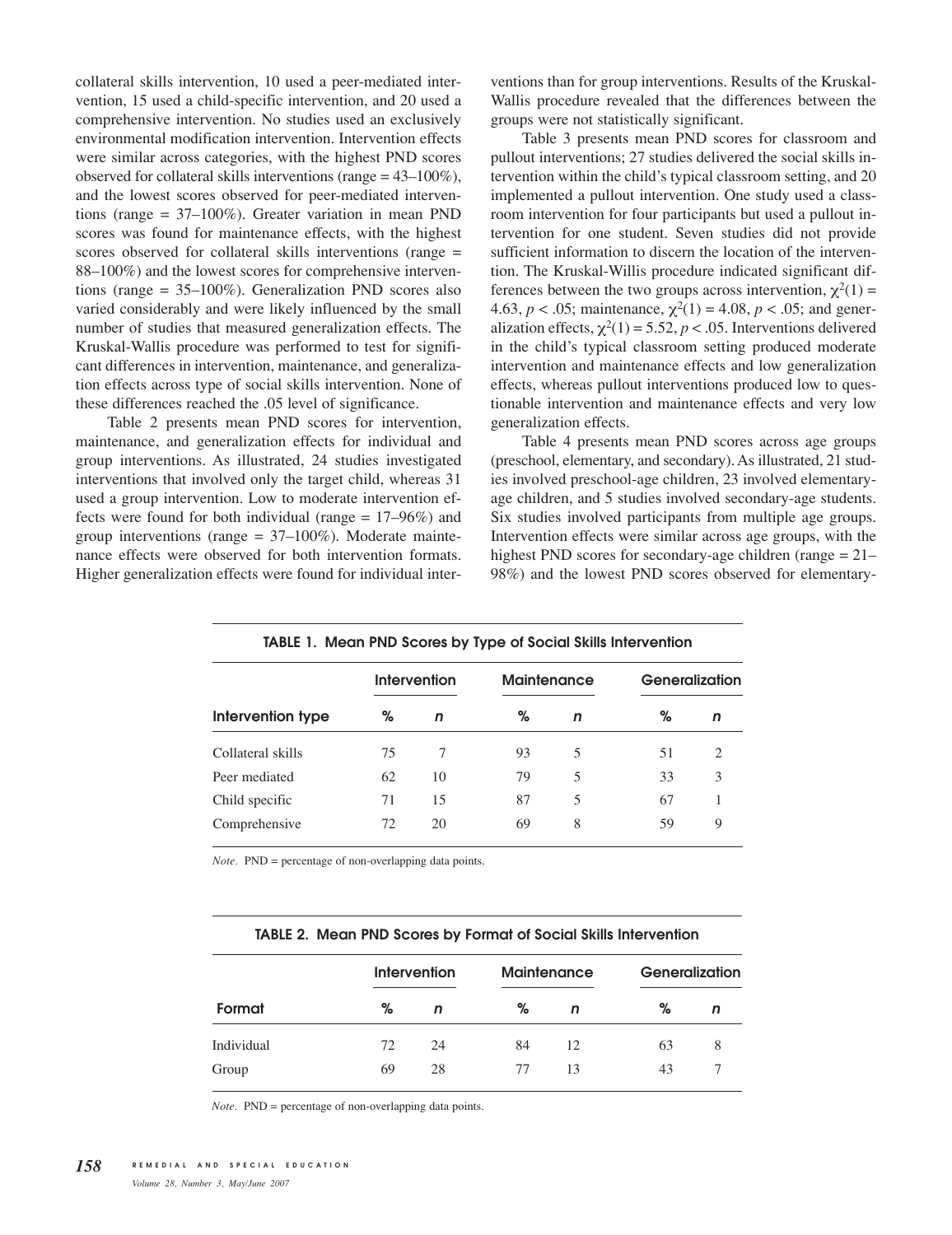collateral skills intervention, 10 used a peer-mediated intervention, 15 used a child-specific intervention, and 20 used a comprehensive intervention. No studies used an exclusively environmental modification intervention. Intervention effects were similar across categories, with the highest PND scores observed for collateral skills interventions (range = 43–100%), and the lowest scores observed for peer-mediated interventions (range = 37–100%). Greater variation in mean PND scores was found for maintenance effects, with the highest scores observed for collateral skills interventions (range = 88–100%) and the lowest scores for comprehensive interventions (range = 35–100%). Generalization PND scores also varied considerably and were likely influenced by the small number of studies that measured generalization effects. The Kruskal-Wallis procedure was performed to test for significant differences in intervention, maintenance, and generalization effects across type of social skills intervention. None of these differences reached the .05 level of significance.

Table 2 presents mean PND scores for intervention, maintenance, and generalization effects for individual and group interventions. As illustrated, 24 studies investigated interventions that involved only the target child, whereas 31 used a group intervention. Low to moderate intervention effects were found for both individual (range = 17–96%) and group interventions (range = 37–100%). Moderate maintenance effects were observed for both intervention formats. Higher generalization effects were found for individual interventions than for group interventions. Results of the Kruskal-Wallis procedure revealed that the differences between the groups were not statistically significant.

Table 3 presents mean PND scores for classroom and pullout interventions; 27 studies delivered the social skills intervention within the child's typical classroom setting, and 20 implemented a pullout intervention. One study used a classroom intervention for four participants but used a pullout intervention for one student. Seven studies did not provide sufficient information to discern the location of the intervention. The Kruskal-Willis procedure indicated significant differences between the two groups across intervention, $\chi^2(1) = 4.63$, $p < .05$; maintenance, $\chi^2(1) = 4.08$, $p < .05$; and generalization effects, $\chi^2(1) = 5.52$, $p < .05$. Interventions delivered in the child's typical classroom setting produced moderate intervention and maintenance effects and low generalization effects, whereas pullout interventions produced low to questionable intervention and maintenance effects and very low generalization effects.

Table 4 presents mean PND scores across age groups (preschool, elementary, and secondary). As illustrated, 21 studies involved preschool-age children, 23 involved elementary-age children, and 5 studies involved secondary-age students. Six studies involved participants from multiple age groups. Intervention effects were similar across age groups, with the highest PND scores for secondary-age children (range = 21–98%) and the lowest PND scores observed for elementary-

**TABLE 1. Mean PND Scores by Type of Social Skills Intervention**

| | Intervention | | Maintenance | | Generalization | |
|---|---|---|---|---|---|---|
| Intervention type | % | *n* | % | *n* | % | *n* |
| Collateral skills | 75 | 7 | 93 | 5 | 51 | 2 |
| Peer mediated | 62 | 10 | 79 | 5 | 33 | 3 |
| Child specific | 71 | 15 | 87 | 5 | 67 | 1 |
| Comprehensive | 72 | 20 | 69 | 8 | 59 | 9 |

*Note.* PND = percentage of non-overlapping data points.

**TABLE 2. Mean PND Scores by Format of Social Skills Intervention**

| | Intervention | | Maintenance | | Generalization | |
|---|---|---|---|---|---|---|
| Format | % | *n* | % | *n* | % | *n* |
| Individual | 72 | 24 | 84 | 12 | 63 | 8 |
| Group | 69 | 28 | 77 | 13 | 43 | 7 |

*Note.* PND = percentage of non-overlapping data points.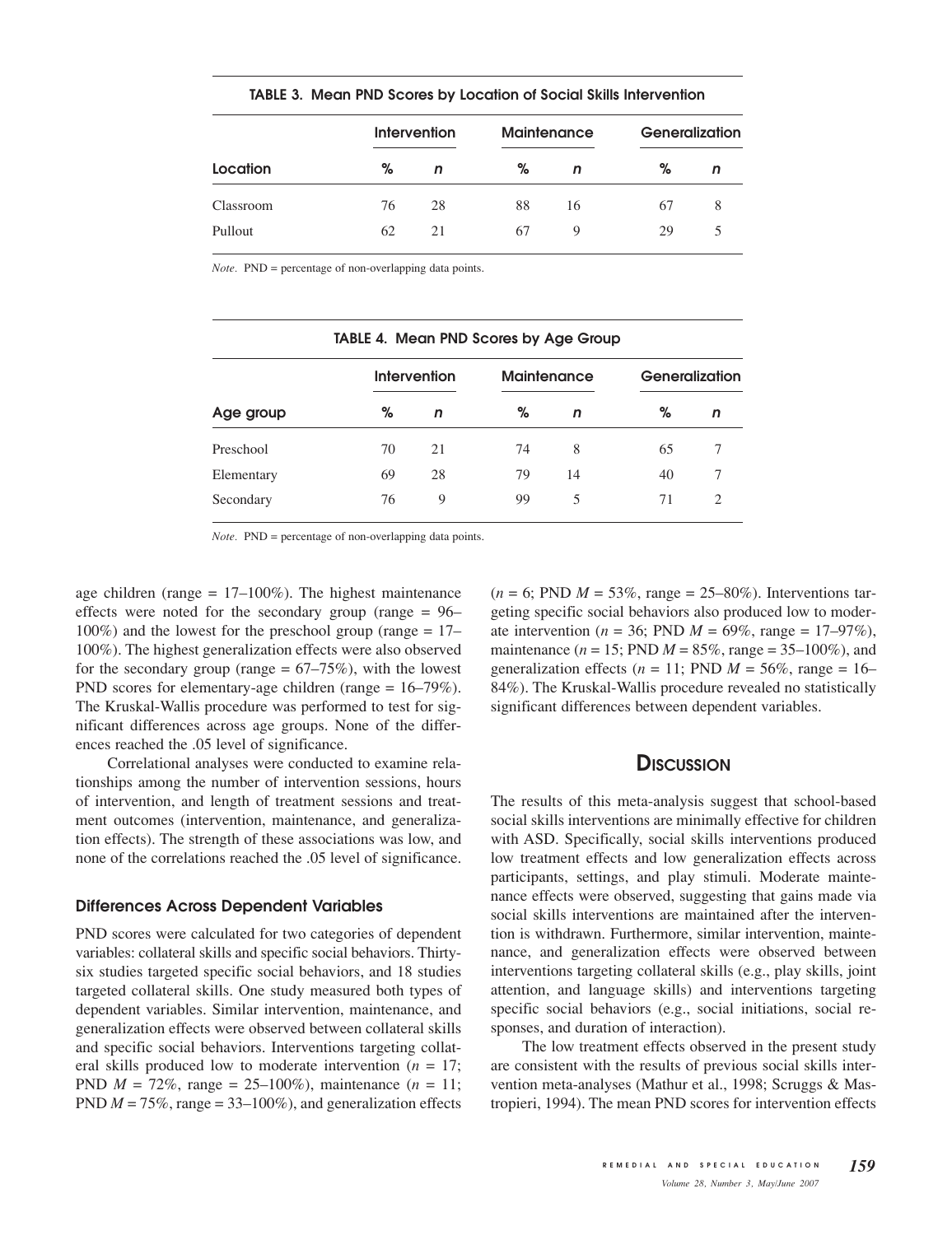**TABLE 3. Mean PND Scores by Location of Social Skills Intervention**

| Location | Intervention | | Maintenance | | Generalization | |
|---|---|---|---|---|---|---|
| | % | *n* | % | *n* | % | *n* |
| Classroom | 76 | 28 | 88 | 16 | 67 | 8 |
| Pullout | 62 | 21 | 67 | 9 | 29 | 5 |

*Note.* PND = percentage of non-overlapping data points.

**TABLE 4. Mean PND Scores by Age Group**

| Age group | Intervention | | Maintenance | | Generalization | |
|---|---|---|---|---|---|---|
| | % | *n* | % | *n* | % | *n* |
| Preschool | 70 | 21 | 74 | 8 | 65 | 7 |
| Elementary | 69 | 28 | 79 | 14 | 40 | 7 |
| Secondary | 76 | 9 | 99 | 5 | 71 | 2 |

*Note.* PND = percentage of non-overlapping data points.

age children (range = 17–100%). The highest maintenance effects were noted for the secondary group (range = 96–100%) and the lowest for the preschool group (range = 17–100%). The highest generalization effects were also observed for the secondary group (range = 67–75%), with the lowest PND scores for elementary-age children (range = 16–79%). The Kruskal-Wallis procedure was performed to test for significant differences across age groups. None of the differences reached the .05 level of significance.

Correlational analyses were conducted to examine relationships among the number of intervention sessions, hours of intervention, and length of treatment sessions and treatment outcomes (intervention, maintenance, and generalization effects). The strength of these associations was low, and none of the correlations reached the .05 level of significance.

### Differences Across Dependent Variables

PND scores were calculated for two categories of dependent variables: collateral skills and specific social behaviors. Thirty-six studies targeted specific social behaviors, and 18 studies targeted collateral skills. One study measured both types of dependent variables. Similar intervention, maintenance, and generalization effects were observed between collateral skills and specific social behaviors. Interventions targeting collateral skills produced low to moderate intervention ($n = 17$; PND $M = 72\%$, range = 25–100%), maintenance ($n = 11$; PND $M = 75\%$, range = 33–100%), and generalization effects ($n = 6$; PND $M = 53\%$, range = 25–80%). Interventions targeting specific social behaviors also produced low to moderate intervention ($n = 36$; PND $M = 69\%$, range = 17–97%), maintenance ($n = 15$; PND $M = 85\%$, range = 35–100%), and generalization effects ($n = 11$; PND $M = 56\%$, range = 16–84%). The Kruskal-Wallis procedure revealed no statistically significant differences between dependent variables.

## Discussion

The results of this meta-analysis suggest that school-based social skills interventions are minimally effective for children with ASD. Specifically, social skills interventions produced low treatment effects and low generalization effects across participants, settings, and play stimuli. Moderate maintenance effects were observed, suggesting that gains made via social skills interventions are maintained after the intervention is withdrawn. Furthermore, similar intervention, maintenance, and generalization effects were observed between interventions targeting collateral skills (e.g., play skills, joint attention, and language skills) and interventions targeting specific social behaviors (e.g., social initiations, social responses, and duration of interaction).

The low treatment effects observed in the present study are consistent with the results of previous social skills intervention meta-analyses (Mathur et al., 1998; Scruggs & Mastropieri, 1994). The mean PND scores for intervention effects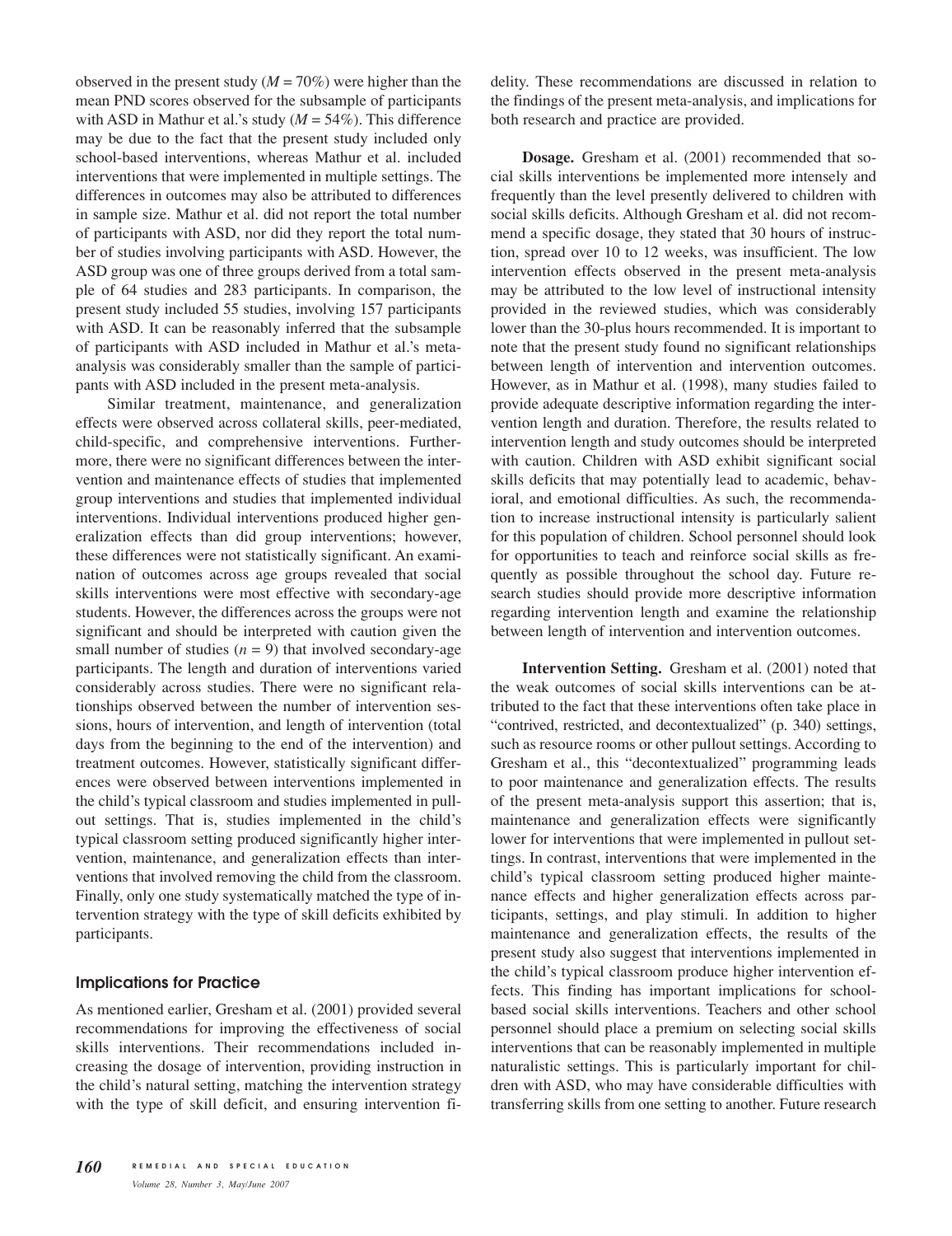observed in the present study ($M = 70\%$) were higher than the mean PND scores observed for the subsample of participants with ASD in Mathur et al.'s study ($M = 54\%$). This difference may be due to the fact that the present study included only school-based interventions, whereas Mathur et al. included interventions that were implemented in multiple settings. The differences in outcomes may also be attributed to differences in sample size. Mathur et al. did not report the total number of participants with ASD, nor did they report the total number of studies involving participants with ASD. However, the ASD group was one of three groups derived from a total sample of 64 studies and 283 participants. In comparison, the present study included 55 studies, involving 157 participants with ASD. It can be reasonably inferred that the subsample of participants with ASD included in Mathur et al.'s meta-analysis was considerably smaller than the sample of participants with ASD included in the present meta-analysis.

Similar treatment, maintenance, and generalization effects were observed across collateral skills, peer-mediated, child-specific, and comprehensive interventions. Furthermore, there were no significant differences between the intervention and maintenance effects of studies that implemented group interventions and studies that implemented individual interventions. Individual interventions produced higher generalization effects than did group interventions; however, these differences were not statistically significant. An examination of outcomes across age groups revealed that social skills interventions were most effective with secondary-age students. However, the differences across the groups were not significant and should be interpreted with caution given the small number of studies ($n = 9$) that involved secondary-age participants. The length and duration of interventions varied considerably across studies. There were no significant relationships observed between the number of intervention sessions, hours of intervention, and length of intervention (total days from the beginning to the end of the intervention) and treatment outcomes. However, statistically significant differences were observed between interventions implemented in the child's typical classroom and studies implemented in pullout settings. That is, studies implemented in the child's typical classroom setting produced significantly higher intervention, maintenance, and generalization effects than interventions that involved removing the child from the classroom. Finally, only one study systematically matched the type of intervention strategy with the type of skill deficits exhibited by participants.

## Implications for Practice

As mentioned earlier, Gresham et al. (2001) provided several recommendations for improving the effectiveness of social skills interventions. Their recommendations included increasing the dosage of intervention, providing instruction in the child's natural setting, matching the intervention strategy with the type of skill deficit, and ensuring intervention fidelity. These recommendations are discussed in relation to the findings of the present meta-analysis, and implications for both research and practice are provided.

**Dosage.** Gresham et al. (2001) recommended that social skills interventions be implemented more intensely and frequently than the level presently delivered to children with social skills deficits. Although Gresham et al. did not recommend a specific dosage, they stated that 30 hours of instruction, spread over 10 to 12 weeks, was insufficient. The low intervention effects observed in the present meta-analysis may be attributed to the low level of instructional intensity provided in the reviewed studies, which was considerably lower than the 30-plus hours recommended. It is important to note that the present study found no significant relationships between length of intervention and intervention outcomes. However, as in Mathur et al. (1998), many studies failed to provide adequate descriptive information regarding the intervention length and duration. Therefore, the results related to intervention length and study outcomes should be interpreted with caution. Children with ASD exhibit significant social skills deficits that may potentially lead to academic, behavioral, and emotional difficulties. As such, the recommendation to increase instructional intensity is particularly salient for this population of children. School personnel should look for opportunities to teach and reinforce social skills as frequently as possible throughout the school day. Future research studies should provide more descriptive information regarding intervention length and examine the relationship between length of intervention and intervention outcomes.

**Intervention Setting.** Gresham et al. (2001) noted that the weak outcomes of social skills interventions can be attributed to the fact that these interventions often take place in "contrived, restricted, and decontextualized" (p. 340) settings, such as resource rooms or other pullout settings. According to Gresham et al., this "decontextualized" programming leads to poor maintenance and generalization effects. The results of the present meta-analysis support this assertion; that is, maintenance and generalization effects were significantly lower for interventions that were implemented in pullout settings. In contrast, interventions that were implemented in the child's typical classroom setting produced higher maintenance effects and higher generalization effects across participants, settings, and play stimuli. In addition to higher maintenance and generalization effects, the results of the present study also suggest that interventions implemented in the child's typical classroom produce higher intervention effects. This finding has important implications for school-based social skills interventions. Teachers and other school personnel should place a premium on selecting social skills interventions that can be reasonably implemented in multiple naturalistic settings. This is particularly important for children with ASD, who may have considerable difficulties with transferring skills from one setting to another. Future research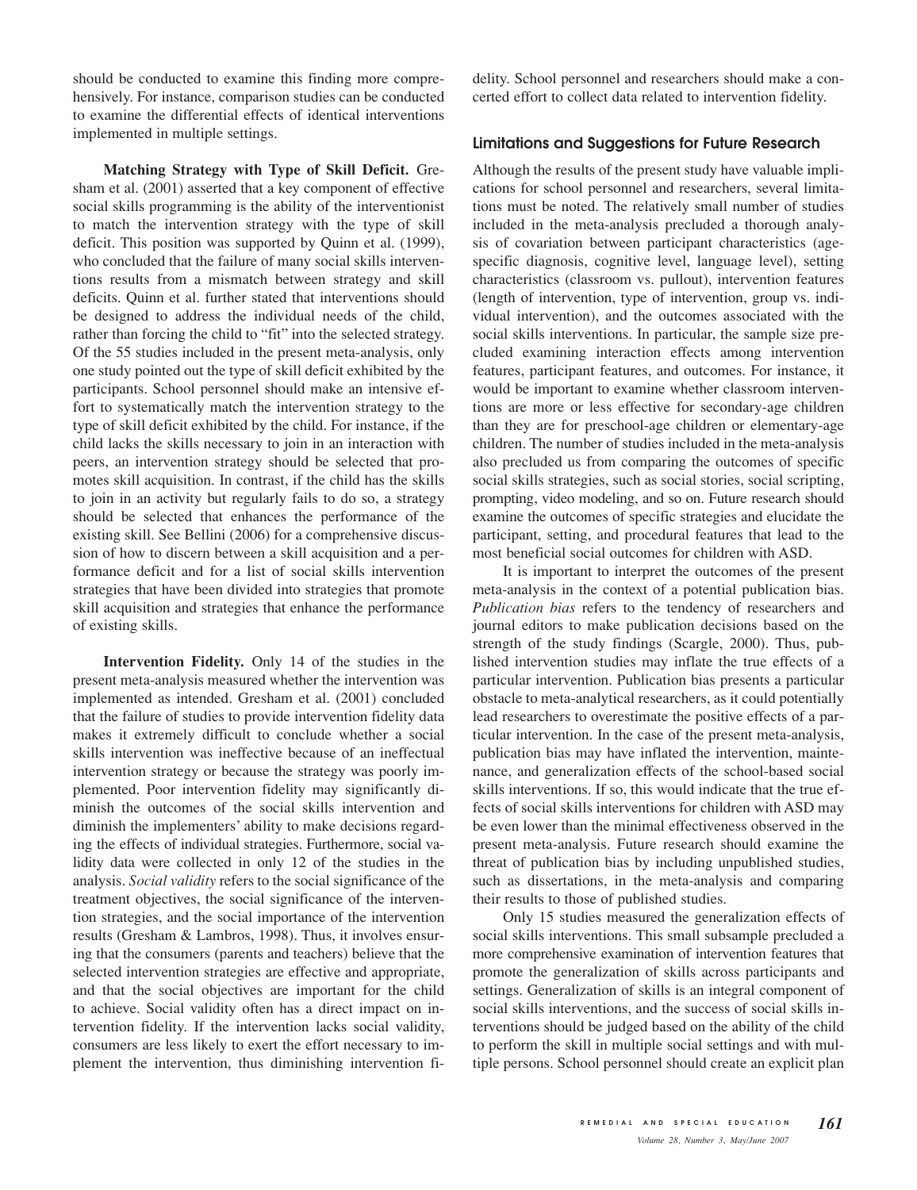should be conducted to examine this finding more comprehensively. For instance, comparison studies can be conducted to examine the differential effects of identical interventions implemented in multiple settings.

**Matching Strategy with Type of Skill Deficit.** Gresham et al. (2001) asserted that a key component of effective social skills programming is the ability of the interventionist to match the intervention strategy with the type of skill deficit. This position was supported by Quinn et al. (1999), who concluded that the failure of many social skills interventions results from a mismatch between strategy and skill deficits. Quinn et al. further stated that interventions should be designed to address the individual needs of the child, rather than forcing the child to "fit" into the selected strategy. Of the 55 studies included in the present meta-analysis, only one study pointed out the type of skill deficit exhibited by the participants. School personnel should make an intensive effort to systematically match the intervention strategy to the type of skill deficit exhibited by the child. For instance, if the child lacks the skills necessary to join in an interaction with peers, an intervention strategy should be selected that promotes skill acquisition. In contrast, if the child has the skills to join in an activity but regularly fails to do so, a strategy should be selected that enhances the performance of the existing skill. See Bellini (2006) for a comprehensive discussion of how to discern between a skill acquisition and a performance deficit and for a list of social skills intervention strategies that have been divided into strategies that promote skill acquisition and strategies that enhance the performance of existing skills.

**Intervention Fidelity.** Only 14 of the studies in the present meta-analysis measured whether the intervention was implemented as intended. Gresham et al. (2001) concluded that the failure of studies to provide intervention fidelity data makes it extremely difficult to conclude whether a social skills intervention was ineffective because of an ineffectual intervention strategy or because the strategy was poorly implemented. Poor intervention fidelity may significantly diminish the outcomes of the social skills intervention and diminish the implementers' ability to make decisions regarding the effects of individual strategies. Furthermore, social validity data were collected in only 12 of the studies in the analysis. *Social validity* refers to the social significance of the treatment objectives, the social significance of the intervention strategies, and the social importance of the intervention results (Gresham & Lambros, 1998). Thus, it involves ensuring that the consumers (parents and teachers) believe that the selected intervention strategies are effective and appropriate, and that the social objectives are important for the child to achieve. Social validity often has a direct impact on intervention fidelity. If the intervention lacks social validity, consumers are less likely to exert the effort necessary to implement the intervention, thus diminishing intervention fidelity. School personnel and researchers should make a concerted effort to collect data related to intervention fidelity.

### Limitations and Suggestions for Future Research

Although the results of the present study have valuable implications for school personnel and researchers, several limitations must be noted. The relatively small number of studies included in the meta-analysis precluded a thorough analysis of covariation between participant characteristics (age-specific diagnosis, cognitive level, language level), setting characteristics (classroom vs. pullout), intervention features (length of intervention, type of intervention, group vs. individual intervention), and the outcomes associated with the social skills interventions. In particular, the sample size precluded examining interaction effects among intervention features, participant features, and outcomes. For instance, it would be important to examine whether classroom interventions are more or less effective for secondary-age children than they are for preschool-age children or elementary-age children. The number of studies included in the meta-analysis also precluded us from comparing the outcomes of specific social skills strategies, such as social stories, social scripting, prompting, video modeling, and so on. Future research should examine the outcomes of specific strategies and elucidate the participant, setting, and procedural features that lead to the most beneficial social outcomes for children with ASD.

It is important to interpret the outcomes of the present meta-analysis in the context of a potential publication bias. *Publication bias* refers to the tendency of researchers and journal editors to make publication decisions based on the strength of the study findings (Scargle, 2000). Thus, published intervention studies may inflate the true effects of a particular intervention. Publication bias presents a particular obstacle to meta-analytical researchers, as it could potentially lead researchers to overestimate the positive effects of a particular intervention. In the case of the present meta-analysis, publication bias may have inflated the intervention, maintenance, and generalization effects of the school-based social skills interventions. If so, this would indicate that the true effects of social skills interventions for children with ASD may be even lower than the minimal effectiveness observed in the present meta-analysis. Future research should examine the threat of publication bias by including unpublished studies, such as dissertations, in the meta-analysis and comparing their results to those of published studies.

Only 15 studies measured the generalization effects of social skills interventions. This small subsample precluded a more comprehensive examination of intervention features that promote the generalization of skills across participants and settings. Generalization of skills is an integral component of social skills interventions, and the success of social skills interventions should be judged based on the ability of the child to perform the skill in multiple social settings and with multiple persons. School personnel should create an explicit plan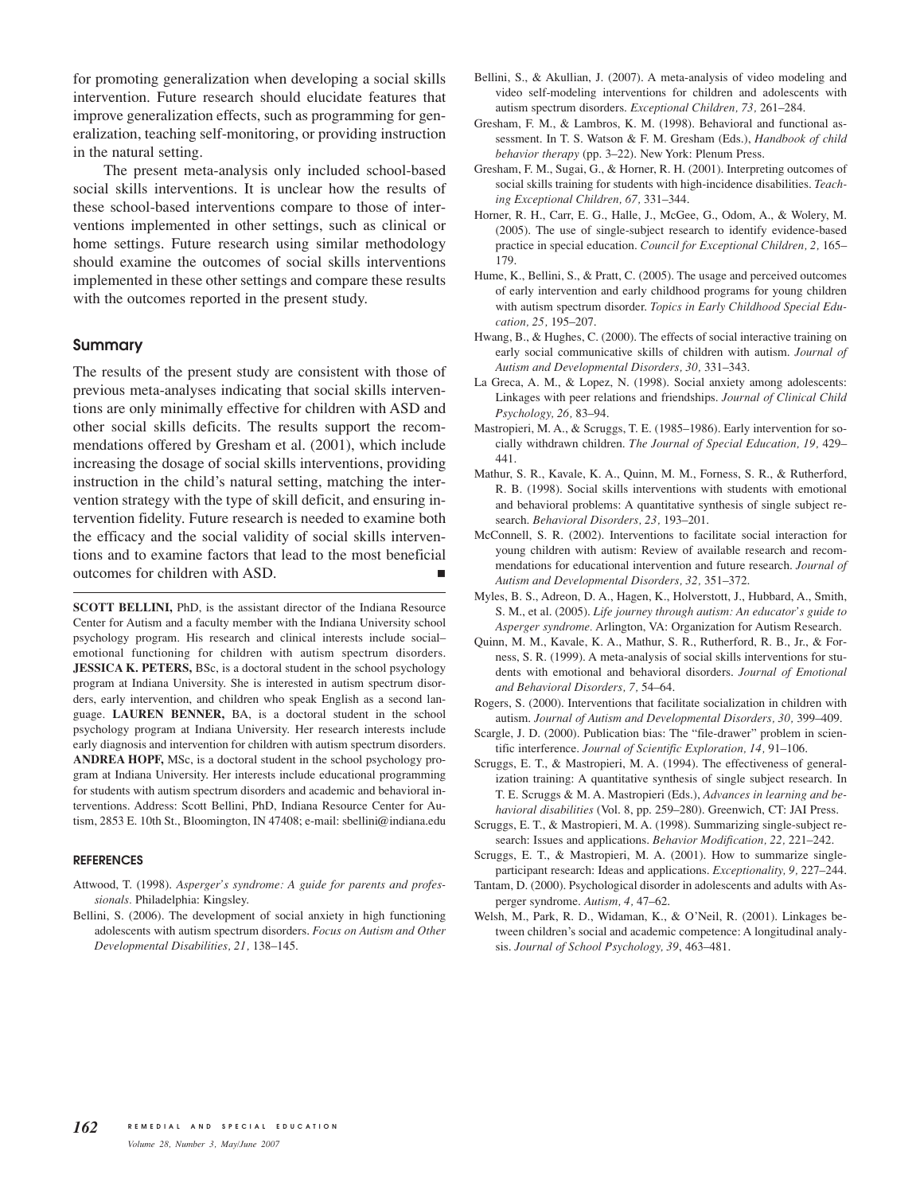for promoting generalization when developing a social skills intervention. Future research should elucidate features that improve generalization effects, such as programming for generalization, teaching self-monitoring, or providing instruction in the natural setting.

The present meta-analysis only included school-based social skills interventions. It is unclear how the results of these school-based interventions compare to those of interventions implemented in other settings, such as clinical or home settings. Future research using similar methodology should examine the outcomes of social skills interventions implemented in these other settings and compare these results with the outcomes reported in the present study.

## Summary

The results of the present study are consistent with those of previous meta-analyses indicating that social skills interventions are only minimally effective for children with ASD and other social skills deficits. The results support the recommendations offered by Gresham et al. (2001), which include increasing the dosage of social skills interventions, providing instruction in the child's natural setting, matching the intervention strategy with the type of skill deficit, and ensuring intervention fidelity. Future research is needed to examine both the efficacy and the social validity of social skills interventions and to examine factors that lead to the most beneficial outcomes for children with ASD. ■

---

**SCOTT BELLINI,** PhD, is the assistant director of the Indiana Resource Center for Autism and a faculty member with the Indiana University school psychology program. His research and clinical interests include social–emotional functioning for children with autism spectrum disorders. **JESSICA K. PETERS,** BSc, is a doctoral student in the school psychology program at Indiana University. She is interested in autism spectrum disorders, early intervention, and children who speak English as a second language. **LAUREN BENNER,** BA, is a doctoral student in the school psychology program at Indiana University. Her research interests include early diagnosis and intervention for children with autism spectrum disorders. **ANDREA HOPF,** MSc, is a doctoral student in the school psychology program at Indiana University. Her interests include educational programming for students with autism spectrum disorders and academic and behavioral interventions. Address: Scott Bellini, PhD, Indiana Resource Center for Autism, 2853 E. 10th St., Bloomington, IN 47408; e-mail: sbellini@indiana.edu

### REFERENCES

Attwood, T. (1998). *Asperger's syndrome: A guide for parents and professionals.* Philadelphia: Kingsley.

Bellini, S. (2006). The development of social anxiety in high functioning adolescents with autism spectrum disorders. *Focus on Autism and Other Developmental Disabilities, 21,* 138–145.

Bellini, S., & Akullian, J. (2007). A meta-analysis of video modeling and video self-modeling interventions for children and adolescents with autism spectrum disorders. *Exceptional Children, 73,* 261–284.

Gresham, F. M., & Lambros, K. M. (1998). Behavioral and functional assessment. In T. S. Watson & F. M. Gresham (Eds.), *Handbook of child behavior therapy* (pp. 3–22). New York: Plenum Press.

Gresham, F. M., Sugai, G., & Horner, R. H. (2001). Interpreting outcomes of social skills training for students with high-incidence disabilities. *Teaching Exceptional Children, 67,* 331–344.

Horner, R. H., Carr, E. G., Halle, J., McGee, G., Odom, A., & Wolery, M. (2005). The use of single-subject research to identify evidence-based practice in special education. *Council for Exceptional Children, 2,* 165–179.

Hume, K., Bellini, S., & Pratt, C. (2005). The usage and perceived outcomes of early intervention and early childhood programs for young children with autism spectrum disorder. *Topics in Early Childhood Special Education, 25,* 195–207.

Hwang, B., & Hughes, C. (2000). The effects of social interactive training on early social communicative skills of children with autism. *Journal of Autism and Developmental Disorders, 30,* 331–343.

La Greca, A. M., & Lopez, N. (1998). Social anxiety among adolescents: Linkages with peer relations and friendships. *Journal of Clinical Child Psychology, 26,* 83–94.

Mastropieri, M. A., & Scruggs, T. E. (1985–1986). Early intervention for socially withdrawn children. *The Journal of Special Education, 19,* 429–441.

Mathur, S. R., Kavale, K. A., Quinn, M. M., Forness, S. R., & Rutherford, R. B. (1998). Social skills interventions with students with emotional and behavioral problems: A quantitative synthesis of single subject research. *Behavioral Disorders, 23,* 193–201.

McConnell, S. R. (2002). Interventions to facilitate social interaction for young children with autism: Review of available research and recommendations for educational intervention and future research. *Journal of Autism and Developmental Disorders, 32,* 351–372.

Myles, B. S., Adreon, D. A., Hagen, K., Holverstott, J., Hubbard, A., Smith, S. M., et al. (2005). *Life journey through autism: An educator's guide to Asperger syndrome.* Arlington, VA: Organization for Autism Research.

Quinn, M. M., Kavale, K. A., Mathur, S. R., Rutherford, R. B., Jr., & Forness, S. R. (1999). A meta-analysis of social skills interventions for students with emotional and behavioral disorders. *Journal of Emotional and Behavioral Disorders, 7,* 54–64.

Rogers, S. (2000). Interventions that facilitate socialization in children with autism. *Journal of Autism and Developmental Disorders, 30,* 399–409.

Scargle, J. D. (2000). Publication bias: The "file-drawer" problem in scientific interference. *Journal of Scientific Exploration, 14,* 91–106.

Scruggs, E. T., & Mastropieri, M. A. (1994). The effectiveness of generalization training: A quantitative synthesis of single subject research. In T. E. Scruggs & M. A. Mastropieri (Eds.), *Advances in learning and behavioral disabilities* (Vol. 8, pp. 259–280). Greenwich, CT: JAI Press.

Scruggs, E. T., & Mastropieri, M. A. (1998). Summarizing single-subject research: Issues and applications. *Behavior Modification, 22,* 221–242.

Scruggs, E. T., & Mastropieri, M. A. (2001). How to summarize single-participant research: Ideas and applications. *Exceptionality, 9,* 227–244.

Tantam, D. (2000). Psychological disorder in adolescents and adults with Asperger syndrome. *Autism, 4,* 47–62.

Welsh, M., Park, R. D., Widaman, K., & O'Neil, R. (2001). Linkages between children's social and academic competence: A longitudinal analysis. *Journal of School Psychology, 39*, 463–481.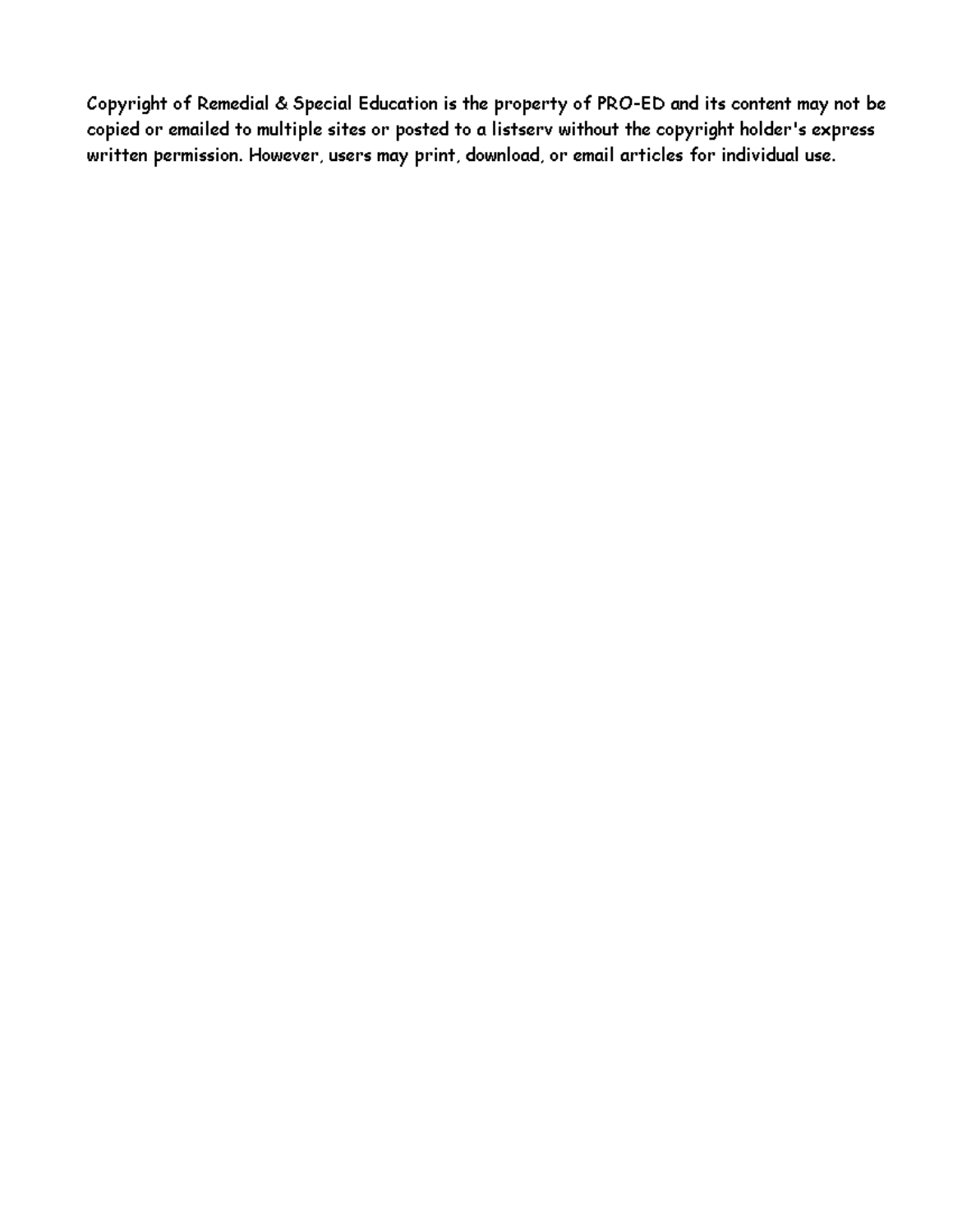Copyright of Remedial & Special Education is the property of PRO-ED and its content may not be copied or emailed to multiple sites or posted to a listserv without the copyright holder's express written permission. However, users may print, download, or email articles for individual use.